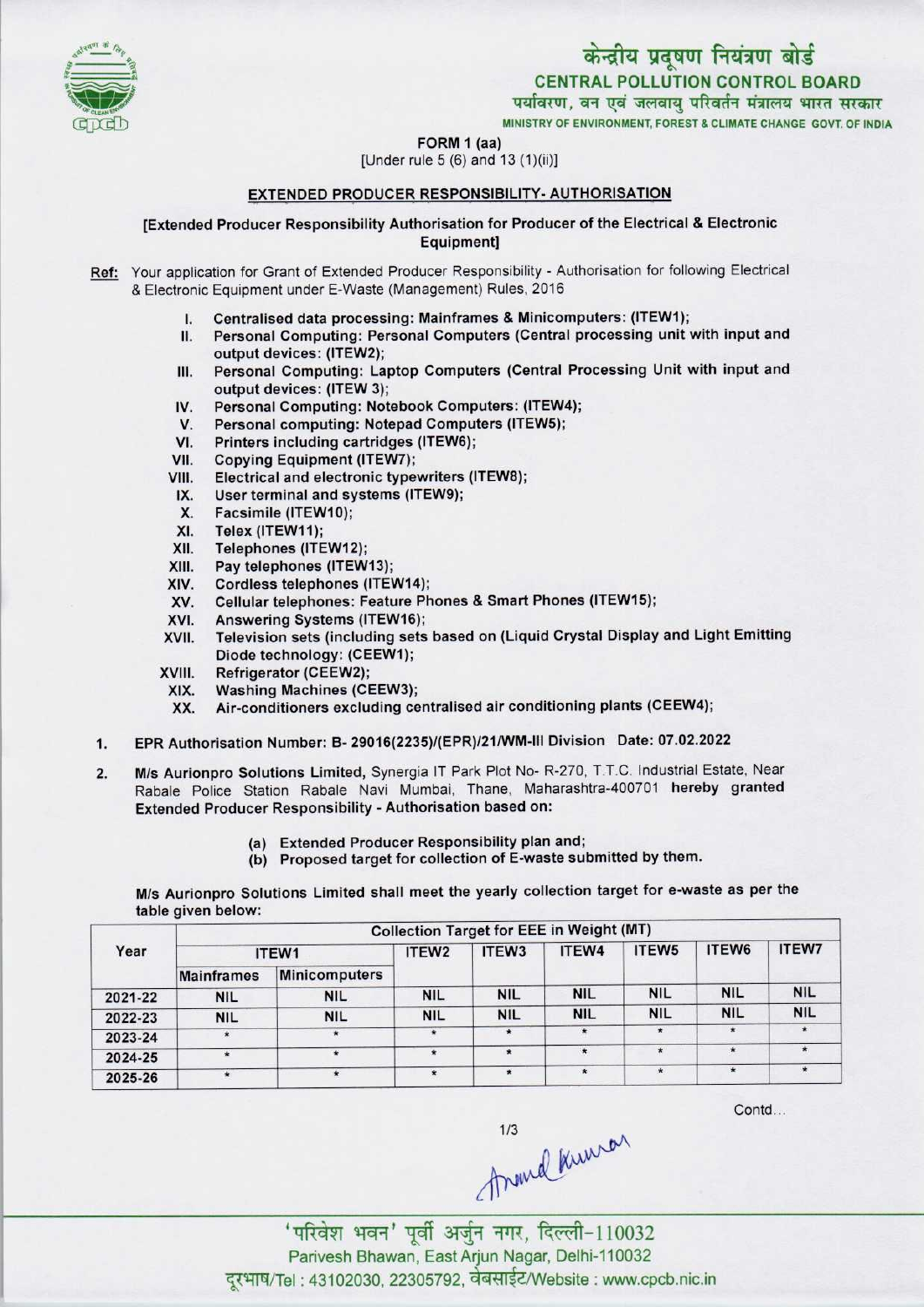केंद्रीय प्रदूषण नियंत्रण बोर्ड
**CENTRAL POLLUTION CONTROL BOARD**
पर्यावरण, वन एवं जलवायु परिवर्तन मंत्रालय भारत सरकार
MINISTRY OF ENVIRONMENT, FOREST & CLIMATE CHANGE GOVT. OF INDIA

**FORM 1 (aa)**
[Under rule 5 (6) and 13 (1)(ii)]

## EXTENDED PRODUCER RESPONSIBILITY- AUTHORISATION

**[Extended Producer Responsibility Authorisation for Producer of the Electrical & Electronic Equipment]**

**Ref:** Your application for Grant of Extended Producer Responsibility - Authorisation for following Electrical & Electronic Equipment under E-Waste (Management) Rules, 2016

I. Centralised data processing: Mainframes & Minicomputers: (ITEW1);
II. Personal Computing: Personal Computers (Central processing unit with input and output devices: (ITEW2);
III. Personal Computing: Laptop Computers (Central Processing Unit with input and output devices: (ITEW 3);
IV. Personal Computing: Notebook Computers: (ITEW4);
V. Personal computing: Notepad Computers (ITEW5);
VI. Printers including cartridges (ITEW6);
VII. Copying Equipment (ITEW7);
VIII. Electrical and electronic typewriters (ITEW8);
IX. User terminal and systems (ITEW9);
X. Facsimile (ITEW10);
XI. Telex (ITEW11);
XII. Telephones (ITEW12);
XIII. Pay telephones (ITEW13);
XIV. Cordless telephones (ITEW14);
XV. Cellular telephones: Feature Phones & Smart Phones (ITEW15);
XVI. Answering Systems (ITEW16);
XVII. Television sets (including sets based on (Liquid Crystal Display and Light Emitting Diode technology: (CEEW1);
XVIII. Refrigerator (CEEW2);
XIX. Washing Machines (CEEW3);
XX. Air-conditioners excluding centralised air conditioning plants (CEEW4);

1. EPR Authorisation Number: B- 29016(2235)/(EPR)/21/WM-III Division Date: 07.02.2022

2. **M/s Aurionpro Solutions Limited,** Synergia IT Park Plot No- R-270, T.T.C. Industrial Estate, Near Rabale Police Station Rabale Navi Mumbai, Thane, Maharashtra-400701 **hereby granted Extended Producer Responsibility - Authorisation based on:**

   (a) Extended Producer Responsibility plan and;
   (b) Proposed target for collection of E-waste submitted by them.

**M/s Aurionpro Solutions Limited shall meet the yearly collection target for e-waste as per the table given below:**

| Year | Collection Target for EEE in Weight (MT) | | | | | | | |
|---|---|---|---|---|---|---|---|---|
| | ITEW1 | | ITEW2 | ITEW3 | ITEW4 | ITEW5 | ITEW6 | ITEW7 |
| | Mainframes | Minicomputers | | | | | | |
| 2021-22 | NIL | NIL | NIL | NIL | NIL | NIL | NIL | NIL |
| 2022-23 | NIL | NIL | NIL | NIL | NIL | NIL | NIL | NIL |
| 2023-24 | * | * | * | * | * | * | * | * |
| 2024-25 | * | * | * | * | * | * | * | * |
| 2025-26 | * | * | * | * | * | * | * | * |

Contd...

'परिवेश भवन' पूर्वी अर्जुन नगर, दिल्ली-110032
Parivesh Bhawan, East Arjun Nagar, Delhi-110032
दूरभाष/Tel : 43102030, 22305792, वेबसाईट/Website : www.cpcb.nic.in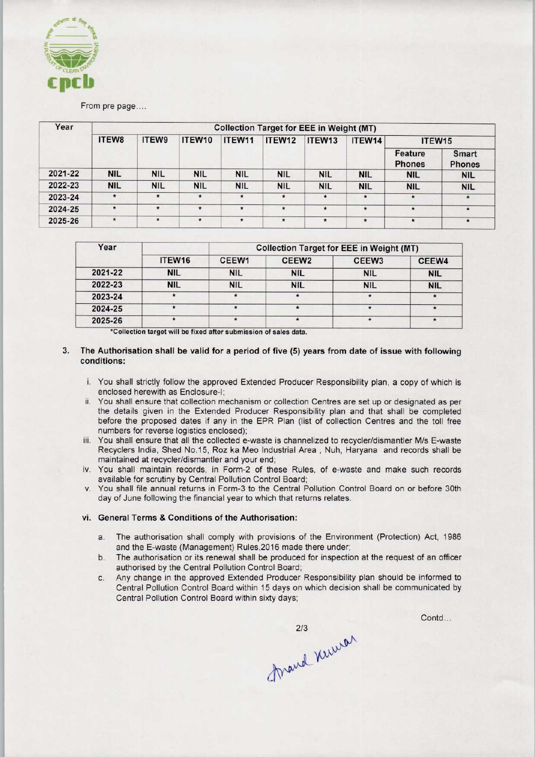From pre page....

| Year | Collection Target for EEE in Weight (MT) | | | | | | | | |
|---|---|---|---|---|---|---|---|---|---|
| | ITEW8 | ITEW9 | ITEW10 | ITEW11 | ITEW12 | ITEW13 | ITEW14 | ITEW15 | |
| | | | | | | | | Feature Phones | Smart Phones |
| 2021-22 | NIL | NIL | NIL | NIL | NIL | NIL | NIL | NIL | NIL |
| 2022-23 | NIL | NIL | NIL | NIL | NIL | NIL | NIL | NIL | NIL |
| 2023-24 | * | * | * | * | * | * | * | * | * |
| 2024-25 | * | * | * | * | * | * | * | * | * |
| 2025-26 | * | * | * | * | * | * | * | * | * |

| Year | | Collection Target for EEE in Weight (MT) | | | |
|---|---|---|---|---|---|
| | ITEW16 | CEEW1 | CEEW2 | CEEW3 | CEEW4 |
| 2021-22 | NIL | NIL | NIL | NIL | NIL |
| 2022-23 | NIL | NIL | NIL | NIL | NIL |
| 2023-24 | * | * | * | * | * |
| 2024-25 | * | * | * | * | * |
| 2025-26 | * | * | * | * | * |

*Collection target will be fixed after submission of sales data.

3. **The Authorisation shall be valid for a period of five (5) years from date of issue with following conditions:**

   i. You shall strictly follow the approved Extended Producer Responsibility plan, a copy of which is enclosed herewith as Enclosure-I;

   ii. You shall ensure that collection mechanism or collection Centres are set up or designated as per the details given in the Extended Producer Responsibility plan and that shall be completed before the proposed dates if any in the EPR Plan (list of collection Centres and the toll free numbers for reverse logistics enclosed);

   iii. You shall ensure that all the collected e-waste is channelized to recycler/dismantler M/s E-waste Recyclers India, Shed No.15, Roz ka Meo Industrial Area , Nuh, Haryana and records shall be maintained at recycler/dismantler and your end;

   iv. You shall maintain records, in Form-2 of these Rules, of e-waste and make such records available for scrutiny by Central Pollution Control Board;

   v. You shall file annual returns in Form-3 to the Central Pollution Control Board on or before 30th day of June following the financial year to which that returns relates.

   **vi. General Terms & Conditions of the Authorisation:**

   a. The authorisation shall comply with provisions of the Environment (Protection) Act, 1986 and the E-waste (Management) Rules,2016 made there under;

   b. The authorisation or its renewal shall be produced for inspection at the request of an officer authorised by the Central Pollution Control Board;

   c. Any change in the approved Extended Producer Responsibility plan should be informed to Central Pollution Control Board within 15 days on which decision shall be communicated by Central Pollution Control Board within sixty days;

Contd...

Anand Kumar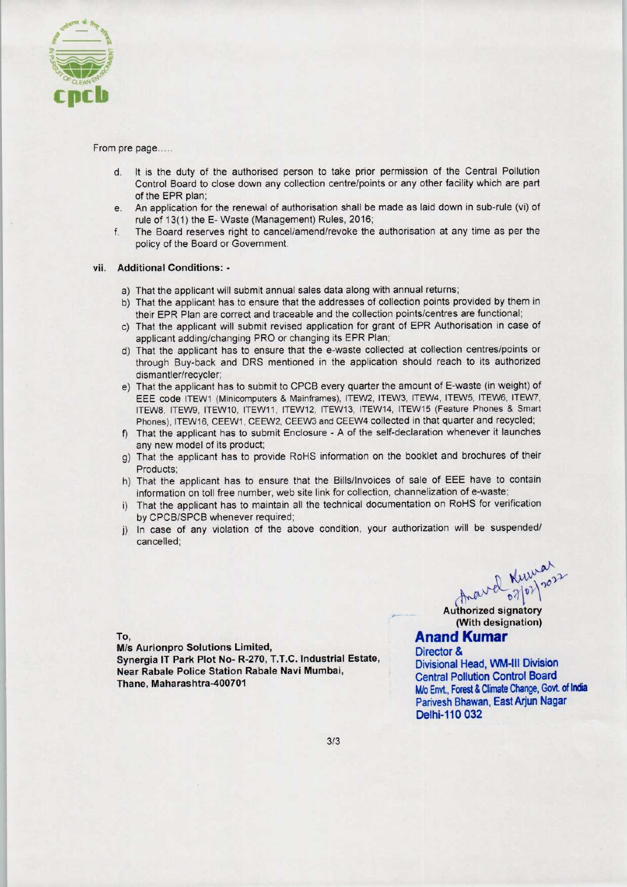From pre page.....

d. It is the duty of the authorised person to take prior permission of the Central Pollution Control Board to close down any collection centre/points or any other facility which are part of the EPR plan;
e. An application for the renewal of authorisation shall be made as laid down in sub-rule (vi) of rule of 13(1) the E- Waste (Management) Rules, 2016;
f. The Board reserves right to cancel/amend/revoke the authorisation at any time as per the policy of the Board or Government.

**vii. Additional Conditions: -**

a) That the applicant will submit annual sales data along with annual returns;
b) That the applicant has to ensure that the addresses of collection points provided by them in their EPR Plan are correct and traceable and the collection points/centres are functional;
c) That the applicant will submit revised application for grant of EPR Authorisation in case of applicant adding/changing PRO or changing its EPR Plan;
d) That the applicant has to ensure that the e-waste collected at collection centres/points or through Buy-back and DRS mentioned in the application should reach to its authorized dismantler/recycler;
e) That the applicant has to submit to CPCB every quarter the amount of E-waste (in weight) of EEE code ITEW1 (Minicomputers & Mainframes), ITEW2, ITEW3, ITEW4, ITEW5, ITEW6, ITEW7, ITEW8, ITEW9, ITEW10, ITEW11, ITEW12, ITEW13, ITEW14, ITEW15 (Feature Phones & Smart Phones), ITEW16, CEEW1, CEEW2, CEEW3 and CEEW4 collected in that quarter and recycled;
f) That the applicant has to submit Enclosure - A of the self-declaration whenever it launches any new model of its product;
g) That the applicant has to provide RoHS information on the booklet and brochures of their Products;
h) That the applicant has to ensure that the Bills/Invoices of sale of EEE have to contain information on toll free number, web site link for collection, channelization of e-waste;
i) That the applicant has to maintain all the technical documentation on RoHS for verification by CPCB/SPCB whenever required;
j) In case of any violation of the above condition, your authorization will be suspended/ cancelled;

Anand Kumar 07/02/2022

**Authorized signatory**
**(With designation)**

**Anand Kumar**
Director &
Divisional Head, WM-III Division
Central Pollution Control Board
M/o Envt., Forest & Climate Change, Govt. of India
Parivesh Bhawan, East Arjun Nagar
Delhi-110 032

To,
**M/s Aurionpro Solutions Limited,**
**Synergia IT Park Plot No- R-270, T.T.C. Industrial Estate,**
**Near Rabale Police Station Rabale Navi Mumbai,**
**Thane, Maharashtra-400701**